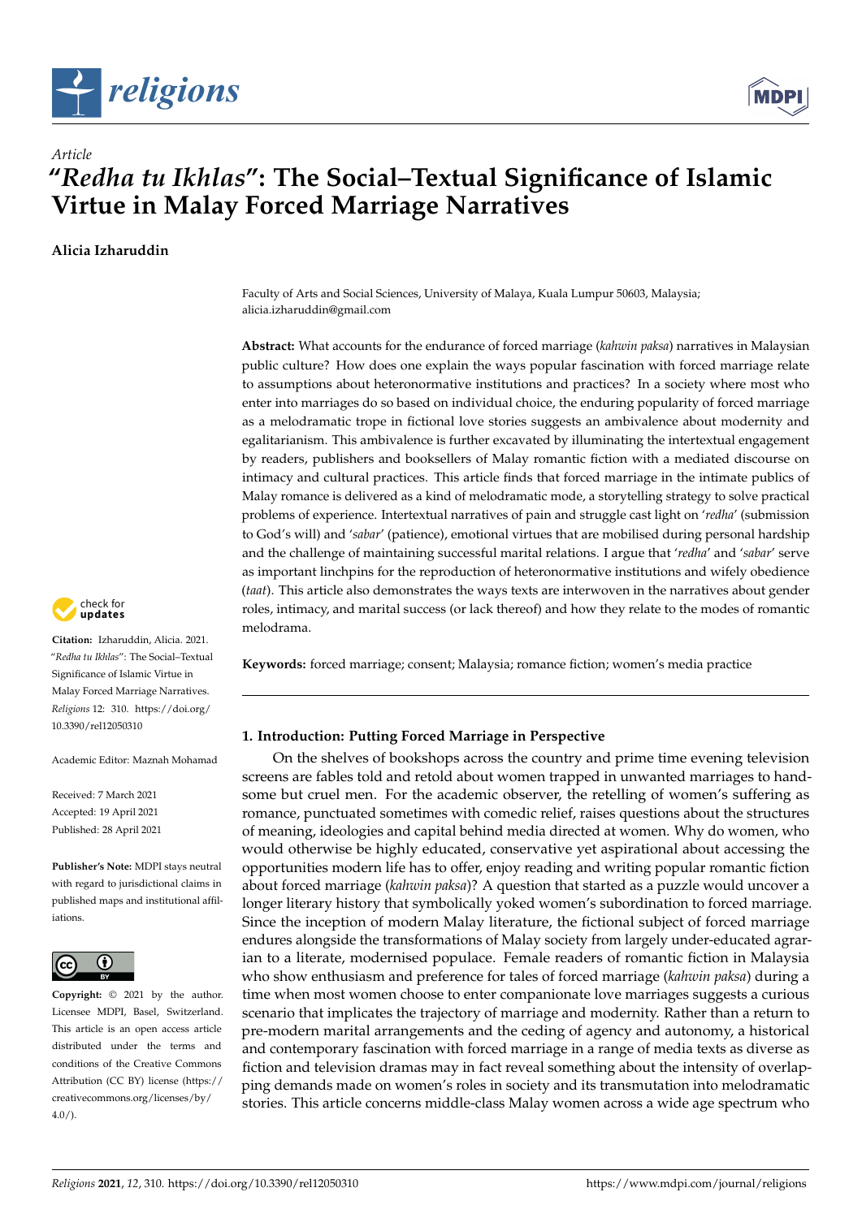*Article*

# "*Redha tu Ikhlas*": The Social–Textual Significance of Islamic Virtue in Malay Forced Marriage Narratives

**Alicia Izharuddin**

Faculty of Arts and Social Sciences, University of Malaya, Kuala Lumpur 50603, Malaysia; alicia.izharuddin@gmail.com

**Abstract:** What accounts for the endurance of forced marriage (*kahwin paksa*) narratives in Malaysian public culture? How does one explain the ways popular fascination with forced marriage relate to assumptions about heteronormative institutions and practices? In a society where most who enter into marriages do so based on individual choice, the enduring popularity of forced marriage as a melodramatic trope in fictional love stories suggests an ambivalence about modernity and egalitarianism. This ambivalence is further excavated by illuminating the intertextual engagement by readers, publishers and booksellers of Malay romantic fiction with a mediated discourse on intimacy and cultural practices. This article finds that forced marriage in the intimate publics of Malay romance is delivered as a kind of melodramatic mode, a storytelling strategy to solve practical problems of experience. Intertextual narratives of pain and struggle cast light on '*redha*' (submission to God's will) and '*sabar*' (patience), emotional virtues that are mobilised during personal hardship and the challenge of maintaining successful marital relations. I argue that '*redha*' and '*sabar*' serve as important linchpins for the reproduction of heteronormative institutions and wifely obedience (*taat*). This article also demonstrates the ways texts are interwoven in the narratives about gender roles, intimacy, and marital success (or lack thereof) and how they relate to the modes of romantic melodrama.

**Keywords:** forced marriage; consent; Malaysia; romance fiction; women's media practice

**Citation:** Izharuddin, Alicia. 2021. "*Redha tu Ikhlas*": The Social–Textual Significance of Islamic Virtue in Malay Forced Marriage Narratives. *Religions* 12: 310. https://doi.org/10.3390/rel12050310

Academic Editor: Maznah Mohamad

Received: 7 March 2021
Accepted: 19 April 2021
Published: 28 April 2021

**Publisher's Note:** MDPI stays neutral with regard to jurisdictional claims in published maps and institutional affiliations.

**Copyright:** © 2021 by the author. Licensee MDPI, Basel, Switzerland. This article is an open access article distributed under the terms and conditions of the Creative Commons Attribution (CC BY) license (https://creativecommons.org/licenses/by/4.0/).

## 1. Introduction: Putting Forced Marriage in Perspective

On the shelves of bookshops across the country and prime time evening television screens are fables told and retold about women trapped in unwanted marriages to handsome but cruel men. For the academic observer, the retelling of women's suffering as romance, punctuated sometimes with comedic relief, raises questions about the structures of meaning, ideologies and capital behind media directed at women. Why do women, who would otherwise be highly educated, conservative yet aspirational about accessing the opportunities modern life has to offer, enjoy reading and writing popular romantic fiction about forced marriage (*kahwin paksa*)? A question that started as a puzzle would uncover a longer literary history that symbolically yoked women's subordination to forced marriage. Since the inception of modern Malay literature, the fictional subject of forced marriage endures alongside the transformations of Malay society from largely under-educated agrarian to a literate, modernised populace. Female readers of romantic fiction in Malaysia who show enthusiasm and preference for tales of forced marriage (*kahwin paksa*) during a time when most women choose to enter companionate love marriages suggests a curious scenario that implicates the trajectory of marriage and modernity. Rather than a return to pre-modern marital arrangements and the ceding of agency and autonomy, a historical and contemporary fascination with forced marriage in a range of media texts as diverse as fiction and television dramas may in fact reveal something about the intensity of overlapping demands made on women's roles in society and its transmutation into melodramatic stories. This article concerns middle-class Malay women across a wide age spectrum who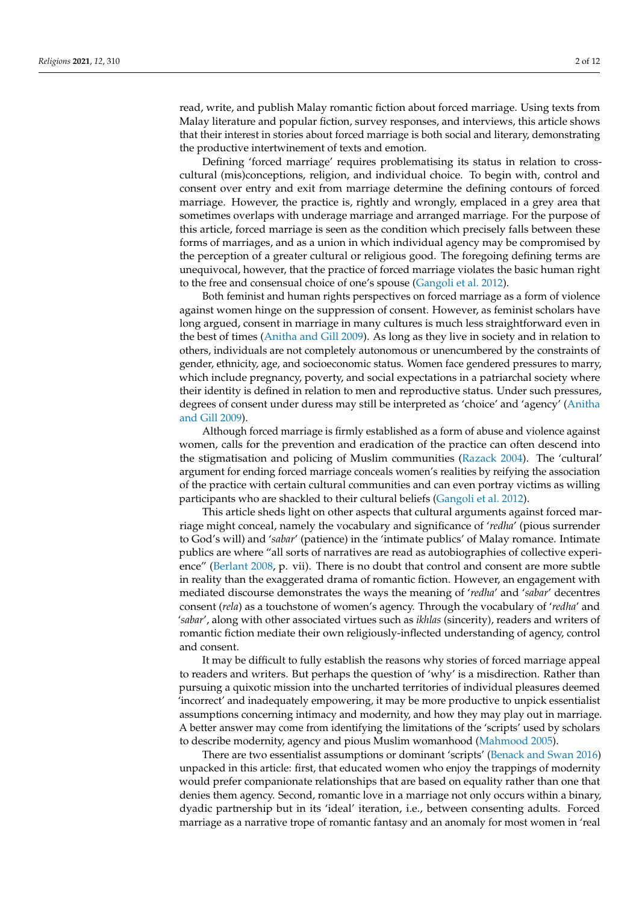read, write, and publish Malay romantic fiction about forced marriage. Using texts from Malay literature and popular fiction, survey responses, and interviews, this article shows that their interest in stories about forced marriage is both social and literary, demonstrating the productive intertwinement of texts and emotion.

Defining 'forced marriage' requires problematising its status in relation to cross-cultural (mis)conceptions, religion, and individual choice. To begin with, control and consent over entry and exit from marriage determine the defining contours of forced marriage. However, the practice is, rightly and wrongly, emplaced in a grey area that sometimes overlaps with underage marriage and arranged marriage. For the purpose of this article, forced marriage is seen as the condition which precisely falls between these forms of marriages, and as a union in which individual agency may be compromised by the perception of a greater cultural or religious good. The foregoing defining terms are unequivocal, however, that the practice of forced marriage violates the basic human right to the free and consensual choice of one's spouse (Gangoli et al. 2012).

Both feminist and human rights perspectives on forced marriage as a form of violence against women hinge on the suppression of consent. However, as feminist scholars have long argued, consent in marriage in many cultures is much less straightforward even in the best of times (Anitha and Gill 2009). As long as they live in society and in relation to others, individuals are not completely autonomous or unencumbered by the constraints of gender, ethnicity, age, and socioeconomic status. Women face gendered pressures to marry, which include pregnancy, poverty, and social expectations in a patriarchal society where their identity is defined in relation to men and reproductive status. Under such pressures, degrees of consent under duress may still be interpreted as 'choice' and 'agency' (Anitha and Gill 2009).

Although forced marriage is firmly established as a form of abuse and violence against women, calls for the prevention and eradication of the practice can often descend into the stigmatisation and policing of Muslim communities (Razack 2004). The 'cultural' argument for ending forced marriage conceals women's realities by reifying the association of the practice with certain cultural communities and can even portray victims as willing participants who are shackled to their cultural beliefs (Gangoli et al. 2012).

This article sheds light on other aspects that cultural arguments against forced marriage might conceal, namely the vocabulary and significance of '*redha*' (pious surrender to God's will) and '*sabar*' (patience) in the 'intimate publics' of Malay romance. Intimate publics are where "all sorts of narratives are read as autobiographies of collective experience" (Berlant 2008, p. vii). There is no doubt that control and consent are more subtle in reality than the exaggerated drama of romantic fiction. However, an engagement with mediated discourse demonstrates the ways the meaning of '*redha*' and '*sabar*' decentres consent (*rela*) as a touchstone of women's agency. Through the vocabulary of '*redha*' and '*sabar*', along with other associated virtues such as *ikhlas* (sincerity), readers and writers of romantic fiction mediate their own religiously-inflected understanding of agency, control and consent.

It may be difficult to fully establish the reasons why stories of forced marriage appeal to readers and writers. But perhaps the question of 'why' is a misdirection. Rather than pursuing a quixotic mission into the uncharted territories of individual pleasures deemed 'incorrect' and inadequately empowering, it may be more productive to unpick essentialist assumptions concerning intimacy and modernity, and how they may play out in marriage. A better answer may come from identifying the limitations of the 'scripts' used by scholars to describe modernity, agency and pious Muslim womanhood (Mahmood 2005).

There are two essentialist assumptions or dominant 'scripts' (Benack and Swan 2016) unpacked in this article: first, that educated women who enjoy the trappings of modernity would prefer companionate relationships that are based on equality rather than one that denies them agency. Second, romantic love in a marriage not only occurs within a binary, dyadic partnership but in its 'ideal' iteration, i.e., between consenting adults. Forced marriage as a narrative trope of romantic fantasy and an anomaly for most women in 'real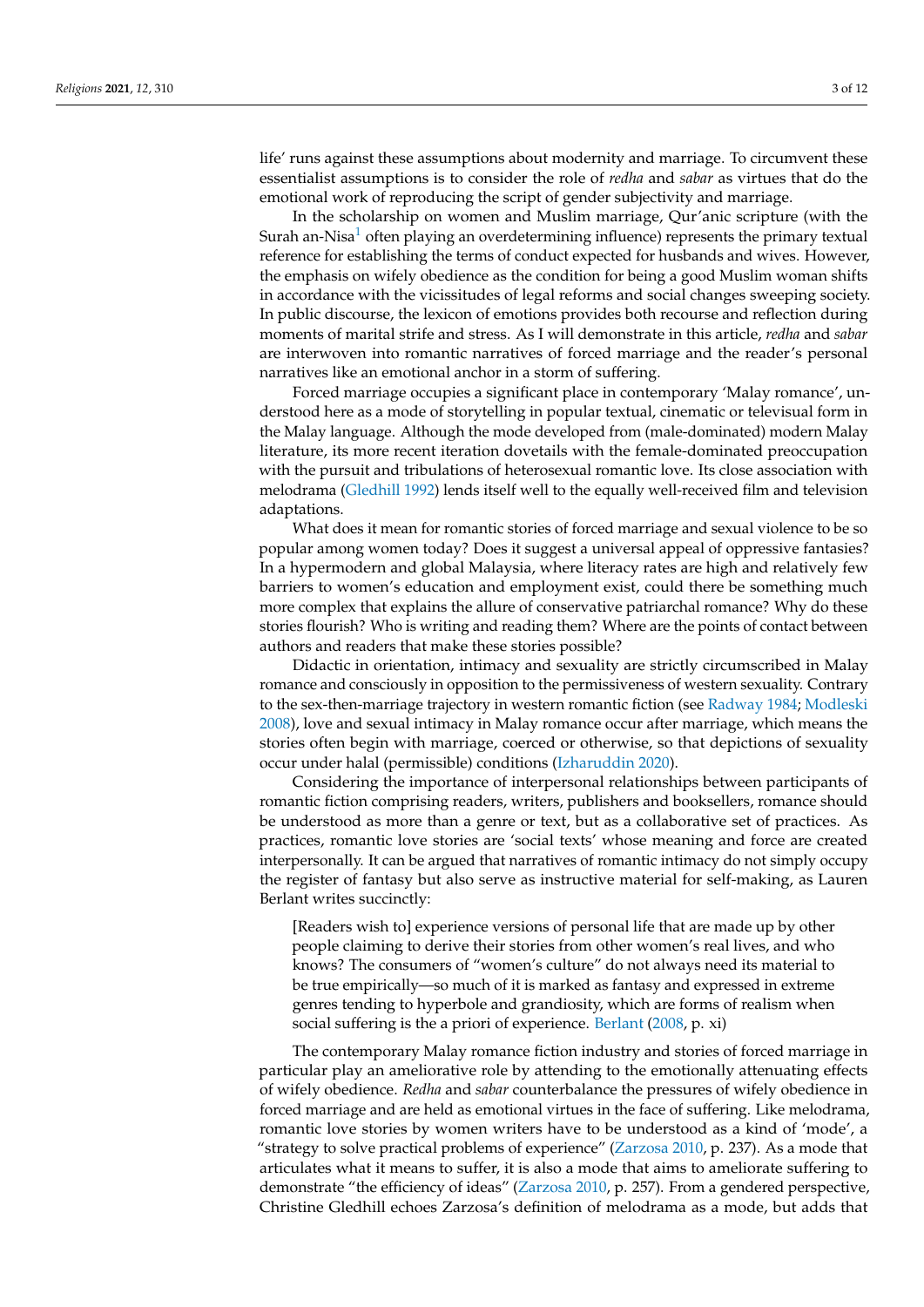life' runs against these assumptions about modernity and marriage. To circumvent these essentialist assumptions is to consider the role of *redha* and *sabar* as virtues that do the emotional work of reproducing the script of gender subjectivity and marriage.

In the scholarship on women and Muslim marriage, Qur'anic scripture (with the Surah an-Nisa[1] often playing an overdetermining influence) represents the primary textual reference for establishing the terms of conduct expected for husbands and wives. However, the emphasis on wifely obedience as the condition for being a good Muslim woman shifts in accordance with the vicissitudes of legal reforms and social changes sweeping society. In public discourse, the lexicon of emotions provides both recourse and reflection during moments of marital strife and stress. As I will demonstrate in this article, *redha* and *sabar* are interwoven into romantic narratives of forced marriage and the reader's personal narratives like an emotional anchor in a storm of suffering.

Forced marriage occupies a significant place in contemporary 'Malay romance', understood here as a mode of storytelling in popular textual, cinematic or televisual form in the Malay language. Although the mode developed from (male-dominated) modern Malay literature, its more recent iteration dovetails with the female-dominated preoccupation with the pursuit and tribulations of heterosexual romantic love. Its close association with melodrama (Gledhill 1992) lends itself well to the equally well-received film and television adaptations.

What does it mean for romantic stories of forced marriage and sexual violence to be so popular among women today? Does it suggest a universal appeal of oppressive fantasies? In a hypermodern and global Malaysia, where literacy rates are high and relatively few barriers to women's education and employment exist, could there be something much more complex that explains the allure of conservative patriarchal romance? Why do these stories flourish? Who is writing and reading them? Where are the points of contact between authors and readers that make these stories possible?

Didactic in orientation, intimacy and sexuality are strictly circumscribed in Malay romance and consciously in opposition to the permissiveness of western sexuality. Contrary to the sex-then-marriage trajectory in western romantic fiction (see Radway 1984; Modleski 2008), love and sexual intimacy in Malay romance occur after marriage, which means the stories often begin with marriage, coerced or otherwise, so that depictions of sexuality occur under halal (permissible) conditions (Izharuddin 2020).

Considering the importance of interpersonal relationships between participants of romantic fiction comprising readers, writers, publishers and booksellers, romance should be understood as more than a genre or text, but as a collaborative set of practices. As practices, romantic love stories are 'social texts' whose meaning and force are created interpersonally. It can be argued that narratives of romantic intimacy do not simply occupy the register of fantasy but also serve as instructive material for self-making, as Lauren Berlant writes succinctly:

> [Readers wish to] experience versions of personal life that are made up by other people claiming to derive their stories from other women's real lives, and who knows? The consumers of "women's culture" do not always need its material to be true empirically—so much of it is marked as fantasy and expressed in extreme genres tending to hyperbole and grandiosity, which are forms of realism when social suffering is the a priori of experience. Berlant (2008, p. xi)

The contemporary Malay romance fiction industry and stories of forced marriage in particular play an ameliorative role by attending to the emotionally attenuating effects of wifely obedience. *Redha* and *sabar* counterbalance the pressures of wifely obedience in forced marriage and are held as emotional virtues in the face of suffering. Like melodrama, romantic love stories by women writers have to be understood as a kind of 'mode', a "strategy to solve practical problems of experience" (Zarzosa 2010, p. 237). As a mode that articulates what it means to suffer, it is also a mode that aims to ameliorate suffering to demonstrate "the efficiency of ideas" (Zarzosa 2010, p. 257). From a gendered perspective, Christine Gledhill echoes Zarzosa's definition of melodrama as a mode, but adds that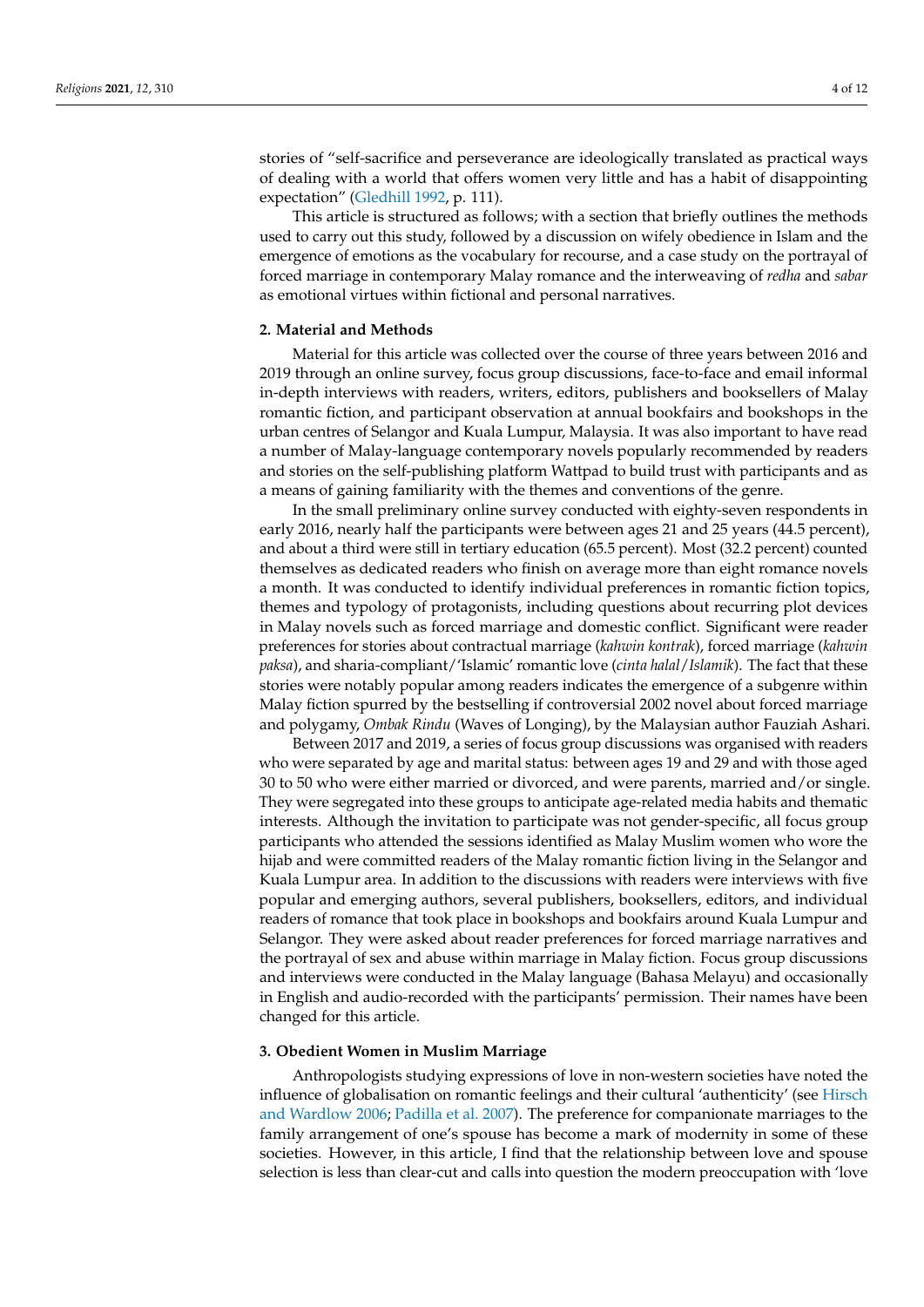stories of “self-sacrifice and perseverance are ideologically translated as practical ways of dealing with a world that offers women very little and has a habit of disappointing expectation” (Gledhill 1992, p. 111).

This article is structured as follows; with a section that briefly outlines the methods used to carry out this study, followed by a discussion on wifely obedience in Islam and the emergence of emotions as the vocabulary for recourse, and a case study on the portrayal of forced marriage in contemporary Malay romance and the interweaving of *redha* and *sabar* as emotional virtues within fictional and personal narratives.

## 2. Material and Methods

Material for this article was collected over the course of three years between 2016 and 2019 through an online survey, focus group discussions, face-to-face and email informal in-depth interviews with readers, writers, editors, publishers and booksellers of Malay romantic fiction, and participant observation at annual bookfairs and bookshops in the urban centres of Selangor and Kuala Lumpur, Malaysia. It was also important to have read a number of Malay-language contemporary novels popularly recommended by readers and stories on the self-publishing platform Wattpad to build trust with participants and as a means of gaining familiarity with the themes and conventions of the genre.

In the small preliminary online survey conducted with eighty-seven respondents in early 2016, nearly half the participants were between ages 21 and 25 years (44.5 percent), and about a third were still in tertiary education (65.5 percent). Most (32.2 percent) counted themselves as dedicated readers who finish on average more than eight romance novels a month. It was conducted to identify individual preferences in romantic fiction topics, themes and typology of protagonists, including questions about recurring plot devices in Malay novels such as forced marriage and domestic conflict. Significant were reader preferences for stories about contractual marriage (*kahwin kontrak*), forced marriage (*kahwin paksa*), and sharia-compliant/‘Islamic’ romantic love (*cinta halal*/*Islamik*). The fact that these stories were notably popular among readers indicates the emergence of a subgenre within Malay fiction spurred by the bestselling if controversial 2002 novel about forced marriage and polygamy, *Ombak Rindu* (Waves of Longing), by the Malaysian author Fauziah Ashari.

Between 2017 and 2019, a series of focus group discussions was organised with readers who were separated by age and marital status: between ages 19 and 29 and with those aged 30 to 50 who were either married or divorced, and were parents, married and/or single. They were segregated into these groups to anticipate age-related media habits and thematic interests. Although the invitation to participate was not gender-specific, all focus group participants who attended the sessions identified as Malay Muslim women who wore the hijab and were committed readers of the Malay romantic fiction living in the Selangor and Kuala Lumpur area. In addition to the discussions with readers were interviews with five popular and emerging authors, several publishers, booksellers, editors, and individual readers of romance that took place in bookshops and bookfairs around Kuala Lumpur and Selangor. They were asked about reader preferences for forced marriage narratives and the portrayal of sex and abuse within marriage in Malay fiction. Focus group discussions and interviews were conducted in the Malay language (Bahasa Melayu) and occasionally in English and audio-recorded with the participants’ permission. Their names have been changed for this article.

## 3. Obedient Women in Muslim Marriage

Anthropologists studying expressions of love in non-western societies have noted the influence of globalisation on romantic feelings and their cultural ‘authenticity’ (see Hirsch and Wardlow 2006; Padilla et al. 2007). The preference for companionate marriages to the family arrangement of one’s spouse has become a mark of modernity in some of these societies. However, in this article, I find that the relationship between love and spouse selection is less than clear-cut and calls into question the modern preoccupation with ‘love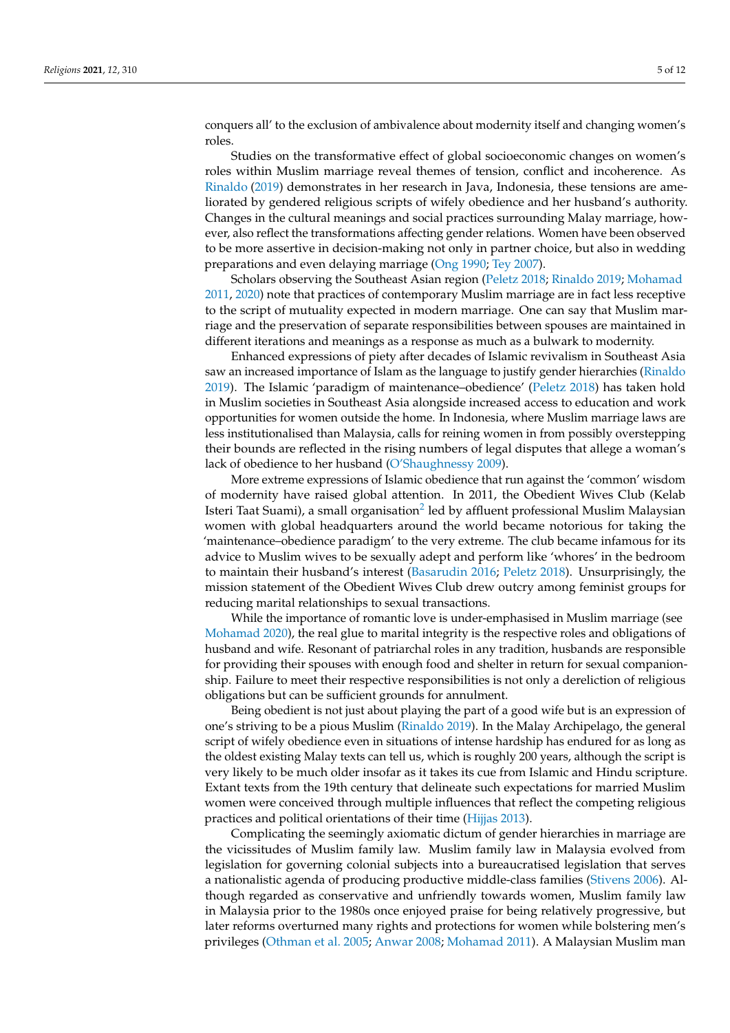conquers all' to the exclusion of ambivalence about modernity itself and changing women's roles.

Studies on the transformative effect of global socioeconomic changes on women's roles within Muslim marriage reveal themes of tension, conflict and incoherence. As Rinaldo (2019) demonstrates in her research in Java, Indonesia, these tensions are ameliorated by gendered religious scripts of wifely obedience and her husband's authority. Changes in the cultural meanings and social practices surrounding Malay marriage, however, also reflect the transformations affecting gender relations. Women have been observed to be more assertive in decision-making not only in partner choice, but also in wedding preparations and even delaying marriage (Ong 1990; Tey 2007).

Scholars observing the Southeast Asian region (Peletz 2018; Rinaldo 2019; Mohamad 2011, 2020) note that practices of contemporary Muslim marriage are in fact less receptive to the script of mutuality expected in modern marriage. One can say that Muslim marriage and the preservation of separate responsibilities between spouses are maintained in different iterations and meanings as a response as much as a bulwark to modernity.

Enhanced expressions of piety after decades of Islamic revivalism in Southeast Asia saw an increased importance of Islam as the language to justify gender hierarchies (Rinaldo 2019). The Islamic 'paradigm of maintenance–obedience' (Peletz 2018) has taken hold in Muslim societies in Southeast Asia alongside increased access to education and work opportunities for women outside the home. In Indonesia, where Muslim marriage laws are less institutionalised than Malaysia, calls for reining women in from possibly overstepping their bounds are reflected in the rising numbers of legal disputes that allege a woman's lack of obedience to her husband (O'Shaughnessy 2009).

More extreme expressions of Islamic obedience that run against the 'common' wisdom of modernity have raised global attention. In 2011, the Obedient Wives Club (Kelab Isteri Taat Suami), a small organisation[2] led by affluent professional Muslim Malaysian women with global headquarters around the world became notorious for taking the 'maintenance–obedience paradigm' to the very extreme. The club became infamous for its advice to Muslim wives to be sexually adept and perform like 'whores' in the bedroom to maintain their husband's interest (Basarudin 2016; Peletz 2018). Unsurprisingly, the mission statement of the Obedient Wives Club drew outcry among feminist groups for reducing marital relationships to sexual transactions.

While the importance of romantic love is under-emphasised in Muslim marriage (see Mohamad 2020), the real glue to marital integrity is the respective roles and obligations of husband and wife. Resonant of patriarchal roles in any tradition, husbands are responsible for providing their spouses with enough food and shelter in return for sexual companionship. Failure to meet their respective responsibilities is not only a dereliction of religious obligations but can be sufficient grounds for annulment.

Being obedient is not just about playing the part of a good wife but is an expression of one's striving to be a pious Muslim (Rinaldo 2019). In the Malay Archipelago, the general script of wifely obedience even in situations of intense hardship has endured for as long as the oldest existing Malay texts can tell us, which is roughly 200 years, although the script is very likely to be much older insofar as it takes its cue from Islamic and Hindu scripture. Extant texts from the 19th century that delineate such expectations for married Muslim women were conceived through multiple influences that reflect the competing religious practices and political orientations of their time (Hijjas 2013).

Complicating the seemingly axiomatic dictum of gender hierarchies in marriage are the vicissitudes of Muslim family law. Muslim family law in Malaysia evolved from legislation for governing colonial subjects into a bureaucratised legislation that serves a nationalistic agenda of producing productive middle-class families (Stivens 2006). Although regarded as conservative and unfriendly towards women, Muslim family law in Malaysia prior to the 1980s once enjoyed praise for being relatively progressive, but later reforms overturned many rights and protections for women while bolstering men's privileges (Othman et al. 2005; Anwar 2008; Mohamad 2011). A Malaysian Muslim man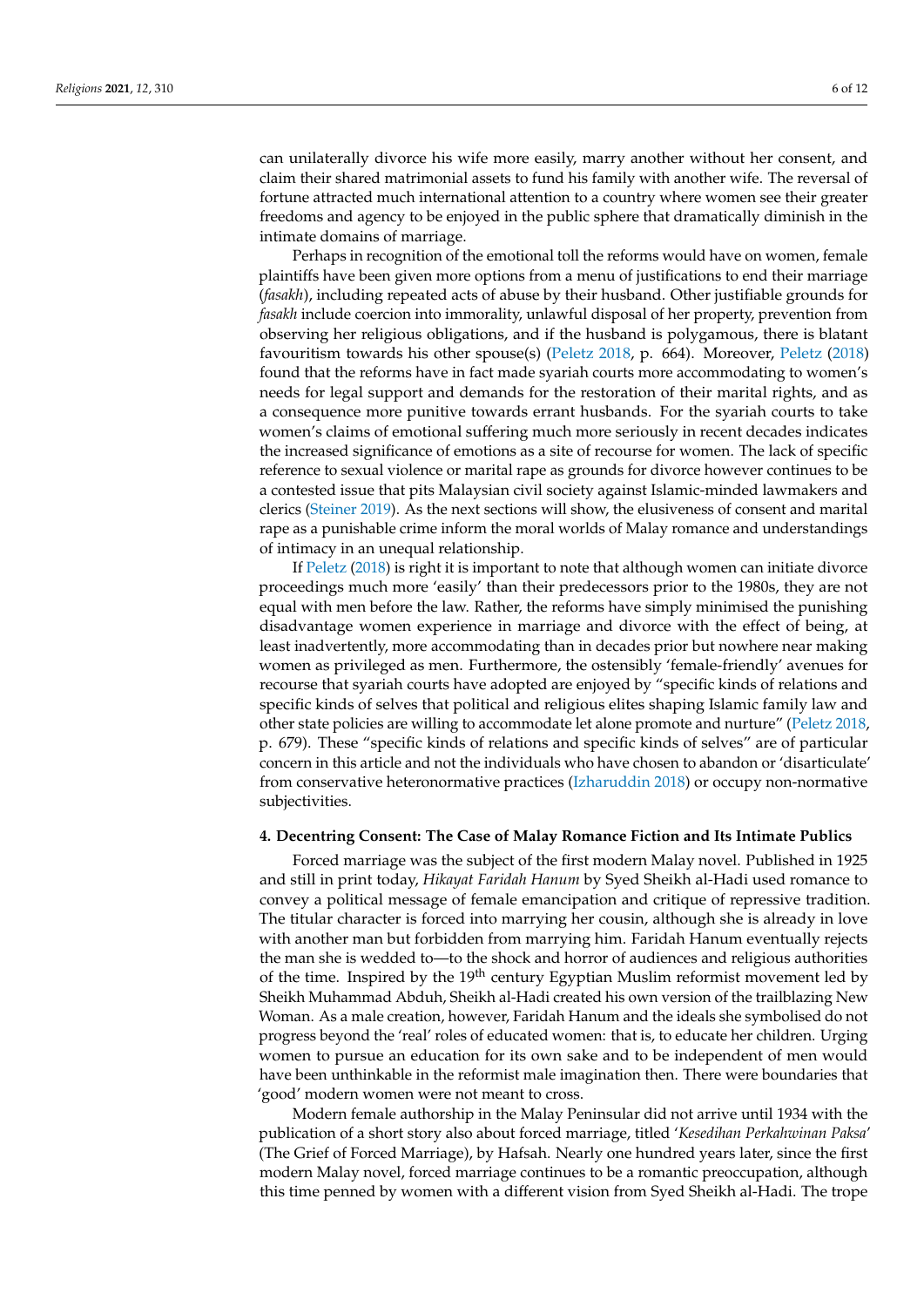can unilaterally divorce his wife more easily, marry another without her consent, and claim their shared matrimonial assets to fund his family with another wife. The reversal of fortune attracted much international attention to a country where women see their greater freedoms and agency to be enjoyed in the public sphere that dramatically diminish in the intimate domains of marriage.

Perhaps in recognition of the emotional toll the reforms would have on women, female plaintiffs have been given more options from a menu of justifications to end their marriage (*fasakh*), including repeated acts of abuse by their husband. Other justifiable grounds for *fasakh* include coercion into immorality, unlawful disposal of her property, prevention from observing her religious obligations, and if the husband is polygamous, there is blatant favouritism towards his other spouse(s) (Peletz 2018, p. 664). Moreover, Peletz (2018) found that the reforms have in fact made syariah courts more accommodating to women's needs for legal support and demands for the restoration of their marital rights, and as a consequence more punitive towards errant husbands. For the syariah courts to take women's claims of emotional suffering much more seriously in recent decades indicates the increased significance of emotions as a site of recourse for women. The lack of specific reference to sexual violence or marital rape as grounds for divorce however continues to be a contested issue that pits Malaysian civil society against Islamic-minded lawmakers and clerics (Steiner 2019). As the next sections will show, the elusiveness of consent and marital rape as a punishable crime inform the moral worlds of Malay romance and understandings of intimacy in an unequal relationship.

If Peletz (2018) is right it is important to note that although women can initiate divorce proceedings much more 'easily' than their predecessors prior to the 1980s, they are not equal with men before the law. Rather, the reforms have simply minimised the punishing disadvantage women experience in marriage and divorce with the effect of being, at least inadvertently, more accommodating than in decades prior but nowhere near making women as privileged as men. Furthermore, the ostensibly 'female-friendly' avenues for recourse that syariah courts have adopted are enjoyed by "specific kinds of relations and specific kinds of selves that political and religious elites shaping Islamic family law and other state policies are willing to accommodate let alone promote and nurture" (Peletz 2018, p. 679). These "specific kinds of relations and specific kinds of selves" are of particular concern in this article and not the individuals who have chosen to abandon or 'disarticulate' from conservative heteronormative practices (Izharuddin 2018) or occupy non-normative subjectivities.

## 4. Decentring Consent: The Case of Malay Romance Fiction and Its Intimate Publics

Forced marriage was the subject of the first modern Malay novel. Published in 1925 and still in print today, *Hikayat Faridah Hanum* by Syed Sheikh al-Hadi used romance to convey a political message of female emancipation and critique of repressive tradition. The titular character is forced into marrying her cousin, although she is already in love with another man but forbidden from marrying him. Faridah Hanum eventually rejects the man she is wedded to—to the shock and horror of audiences and religious authorities of the time. Inspired by the 19th century Egyptian Muslim reformist movement led by Sheikh Muhammad Abduh, Sheikh al-Hadi created his own version of the trailblazing New Woman. As a male creation, however, Faridah Hanum and the ideals she symbolised do not progress beyond the 'real' roles of educated women: that is, to educate her children. Urging women to pursue an education for its own sake and to be independent of men would have been unthinkable in the reformist male imagination then. There were boundaries that 'good' modern women were not meant to cross.

Modern female authorship in the Malay Peninsular did not arrive until 1934 with the publication of a short story also about forced marriage, titled '*Kesedihan Perkahwinan Paksa*' (The Grief of Forced Marriage), by Hafsah. Nearly one hundred years later, since the first modern Malay novel, forced marriage continues to be a romantic preoccupation, although this time penned by women with a different vision from Syed Sheikh al-Hadi. The trope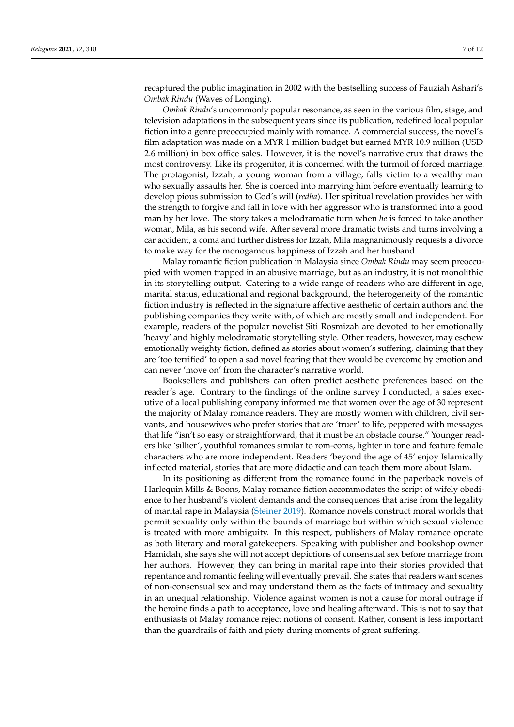recaptured the public imagination in 2002 with the bestselling success of Fauziah Ashari's *Ombak Rindu* (Waves of Longing).

*Ombak Rindu*'s uncommonly popular resonance, as seen in the various film, stage, and television adaptations in the subsequent years since its publication, redefined local popular fiction into a genre preoccupied mainly with romance. A commercial success, the novel's film adaptation was made on a MYR 1 million budget but earned MYR 10.9 million (USD 2.6 million) in box office sales. However, it is the novel's narrative crux that draws the most controversy. Like its progenitor, it is concerned with the turmoil of forced marriage. The protagonist, Izzah, a young woman from a village, falls victim to a wealthy man who sexually assaults her. She is coerced into marrying him before eventually learning to develop pious submission to God's will (*redha*). Her spiritual revelation provides her with the strength to forgive and fall in love with her aggressor who is transformed into a good man by her love. The story takes a melodramatic turn when *he* is forced to take another woman, Mila, as his second wife. After several more dramatic twists and turns involving a car accident, a coma and further distress for Izzah, Mila magnanimously requests a divorce to make way for the monogamous happiness of Izzah and her husband.

Malay romantic fiction publication in Malaysia since *Ombak Rindu* may seem preoccupied with women trapped in an abusive marriage, but as an industry, it is not monolithic in its storytelling output. Catering to a wide range of readers who are different in age, marital status, educational and regional background, the heterogeneity of the romantic fiction industry is reflected in the signature affective aesthetic of certain authors and the publishing companies they write with, of which are mostly small and independent. For example, readers of the popular novelist Siti Rosmizah are devoted to her emotionally 'heavy' and highly melodramatic storytelling style. Other readers, however, may eschew emotionally weighty fiction, defined as stories about women's suffering, claiming that they are 'too terrified' to open a sad novel fearing that they would be overcome by emotion and can never 'move on' from the character's narrative world.

Booksellers and publishers can often predict aesthetic preferences based on the reader's age. Contrary to the findings of the online survey I conducted, a sales executive of a local publishing company informed me that women over the age of 30 represent the majority of Malay romance readers. They are mostly women with children, civil servants, and housewives who prefer stories that are 'truer' to life, peppered with messages that life "isn't so easy or straightforward, that it must be an obstacle course." Younger readers like 'sillier', youthful romances similar to rom-coms, lighter in tone and feature female characters who are more independent. Readers 'beyond the age of 45' enjoy Islamically inflected material, stories that are more didactic and can teach them more about Islam.

In its positioning as different from the romance found in the paperback novels of Harlequin Mills & Boons, Malay romance fiction accommodates the script of wifely obedience to her husband's violent demands and the consequences that arise from the legality of marital rape in Malaysia (Steiner 2019). Romance novels construct moral worlds that permit sexuality only within the bounds of marriage but within which sexual violence is treated with more ambiguity. In this respect, publishers of Malay romance operate as both literary and moral gatekeepers. Speaking with publisher and bookshop owner Hamidah, she says she will not accept depictions of consensual sex before marriage from her authors. However, they can bring in marital rape into their stories provided that repentance and romantic feeling will eventually prevail. She states that readers want scenes of non-consensual sex and may understand them as the facts of intimacy and sexuality in an unequal relationship. Violence against women is not a cause for moral outrage if the heroine finds a path to acceptance, love and healing afterward. This is not to say that enthusiasts of Malay romance reject notions of consent. Rather, consent is less important than the guardrails of faith and piety during moments of great suffering.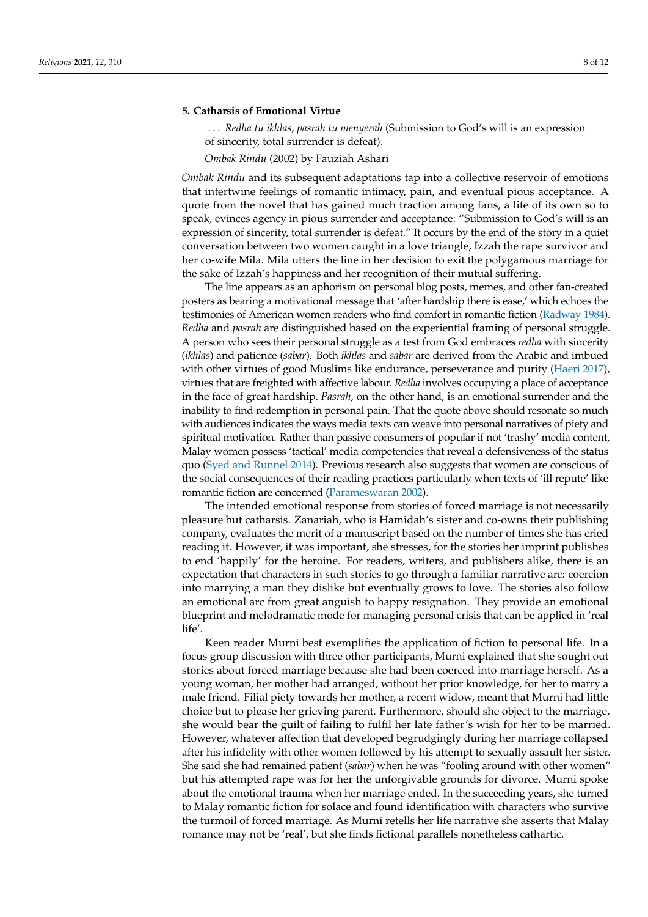## 5. Catharsis of Emotional Virtue

> . . . *Redha tu ikhlas, pasrah tu menyerah* (Submission to God's will is an expression of sincerity, total surrender is defeat).
>
> *Ombak Rindu* (2002) by Fauziah Ashari

*Ombak Rindu* and its subsequent adaptations tap into a collective reservoir of emotions that intertwine feelings of romantic intimacy, pain, and eventual pious acceptance. A quote from the novel that has gained much traction among fans, a life of its own so to speak, evinces agency in pious surrender and acceptance: "Submission to God's will is an expression of sincerity, total surrender is defeat." It occurs by the end of the story in a quiet conversation between two women caught in a love triangle, Izzah the rape survivor and her co-wife Mila. Mila utters the line in her decision to exit the polygamous marriage for the sake of Izzah's happiness and her recognition of their mutual suffering.

The line appears as an aphorism on personal blog posts, memes, and other fan-created posters as bearing a motivational message that 'after hardship there is ease,' which echoes the testimonies of American women readers who find comfort in romantic fiction (Radway 1984). *Redha* and *pasrah* are distinguished based on the experiential framing of personal struggle. A person who sees their personal struggle as a test from God embraces *redha* with sincerity (*ikhlas*) and patience (*sabar*). Both *ikhlas* and *sabar* are derived from the Arabic and imbued with other virtues of good Muslims like endurance, perseverance and purity (Haeri 2017), virtues that are freighted with affective labour. *Redha* involves occupying a place of acceptance in the face of great hardship. *Pasrah*, on the other hand, is an emotional surrender and the inability to find redemption in personal pain. That the quote above should resonate so much with audiences indicates the ways media texts can weave into personal narratives of piety and spiritual motivation. Rather than passive consumers of popular if not 'trashy' media content, Malay women possess 'tactical' media competencies that reveal a defensiveness of the status quo (Syed and Runnel 2014). Previous research also suggests that women are conscious of the social consequences of their reading practices particularly when texts of 'ill repute' like romantic fiction are concerned (Parameswaran 2002).

The intended emotional response from stories of forced marriage is not necessarily pleasure but catharsis. Zanariah, who is Hamidah's sister and co-owns their publishing company, evaluates the merit of a manuscript based on the number of times she has cried reading it. However, it was important, she stresses, for the stories her imprint publishes to end 'happily' for the heroine. For readers, writers, and publishers alike, there is an expectation that characters in such stories to go through a familiar narrative arc: coercion into marrying a man they dislike but eventually grows to love. The stories also follow an emotional arc from great anguish to happy resignation. They provide an emotional blueprint and melodramatic mode for managing personal crisis that can be applied in 'real life'.

Keen reader Murni best exemplifies the application of fiction to personal life. In a focus group discussion with three other participants, Murni explained that she sought out stories about forced marriage because she had been coerced into marriage herself. As a young woman, her mother had arranged, without her prior knowledge, for her to marry a male friend. Filial piety towards her mother, a recent widow, meant that Murni had little choice but to please her grieving parent. Furthermore, should she object to the marriage, she would bear the guilt of failing to fulfil her late father's wish for her to be married. However, whatever affection that developed begrudgingly during her marriage collapsed after his infidelity with other women followed by his attempt to sexually assault her sister. She said she had remained patient (*sabar*) when he was "fooling around with other women" but his attempted rape was for her the unforgivable grounds for divorce. Murni spoke about the emotional trauma when her marriage ended. In the succeeding years, she turned to Malay romantic fiction for solace and found identification with characters who survive the turmoil of forced marriage. As Murni retells her life narrative she asserts that Malay romance may not be 'real', but she finds fictional parallels nonetheless cathartic.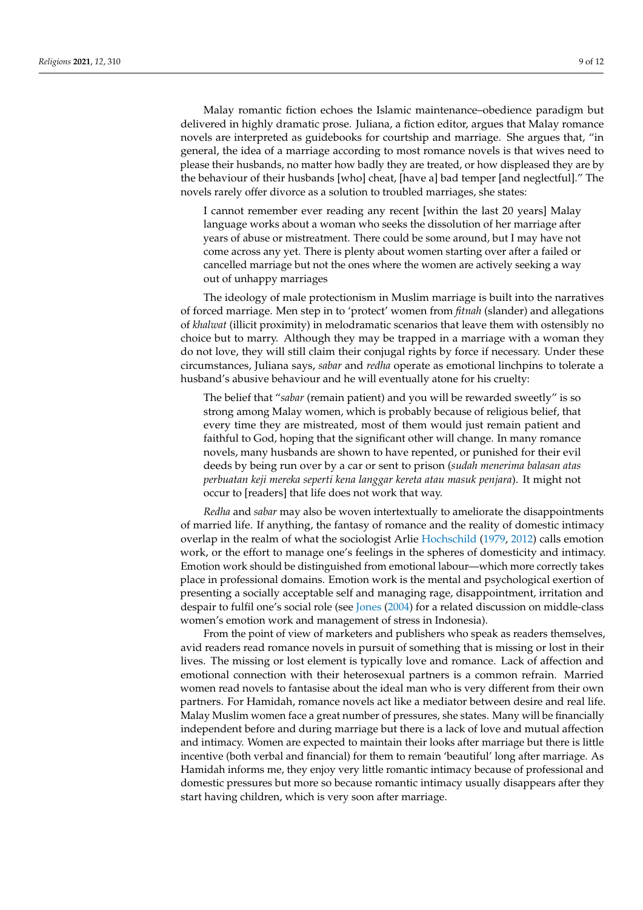Malay romantic fiction echoes the Islamic maintenance–obedience paradigm but delivered in highly dramatic prose. Juliana, a fiction editor, argues that Malay romance novels are interpreted as guidebooks for courtship and marriage. She argues that, "in general, the idea of a marriage according to most romance novels is that wives need to please their husbands, no matter how badly they are treated, or how displeased they are by the behaviour of their husbands [who] cheat, [have a] bad temper [and neglectful]." The novels rarely offer divorce as a solution to troubled marriages, she states:

> I cannot remember ever reading any recent [within the last 20 years] Malay language works about a woman who seeks the dissolution of her marriage after years of abuse or mistreatment. There could be some around, but I may have not come across any yet. There is plenty about women starting over after a failed or cancelled marriage but not the ones where the women are actively seeking a way out of unhappy marriages

The ideology of male protectionism in Muslim marriage is built into the narratives of forced marriage. Men step in to 'protect' women from *fitnah* (slander) and allegations of *khalwat* (illicit proximity) in melodramatic scenarios that leave them with ostensibly no choice but to marry. Although they may be trapped in a marriage with a woman they do not love, they will still claim their conjugal rights by force if necessary. Under these circumstances, Juliana says, *sabar* and *redha* operate as emotional linchpins to tolerate a husband's abusive behaviour and he will eventually atone for his cruelty:

> The belief that "*sabar* (remain patient) and you will be rewarded sweetly" is so strong among Malay women, which is probably because of religious belief, that every time they are mistreated, most of them would just remain patient and faithful to God, hoping that the significant other will change. In many romance novels, many husbands are shown to have repented, or punished for their evil deeds by being run over by a car or sent to prison (*sudah menerima balasan atas perbuatan keji mereka seperti kena langgar kereta atau masuk penjara*). It might not occur to [readers] that life does not work that way.

*Redha* and *sabar* may also be woven intertextually to ameliorate the disappointments of married life. If anything, the fantasy of romance and the reality of domestic intimacy overlap in the realm of what the sociologist Arlie Hochschild (1979, 2012) calls emotion work, or the effort to manage one's feelings in the spheres of domesticity and intimacy. Emotion work should be distinguished from emotional labour—which more correctly takes place in professional domains. Emotion work is the mental and psychological exertion of presenting a socially acceptable self and managing rage, disappointment, irritation and despair to fulfil one's social role (see Jones (2004) for a related discussion on middle-class women's emotion work and management of stress in Indonesia).

From the point of view of marketers and publishers who speak as readers themselves, avid readers read romance novels in pursuit of something that is missing or lost in their lives. The missing or lost element is typically love and romance. Lack of affection and emotional connection with their heterosexual partners is a common refrain. Married women read novels to fantasise about the ideal man who is very different from their own partners. For Hamidah, romance novels act like a mediator between desire and real life. Malay Muslim women face a great number of pressures, she states. Many will be financially independent before and during marriage but there is a lack of love and mutual affection and intimacy. Women are expected to maintain their looks after marriage but there is little incentive (both verbal and financial) for them to remain 'beautiful' long after marriage. As Hamidah informs me, they enjoy very little romantic intimacy because of professional and domestic pressures but more so because romantic intimacy usually disappears after they start having children, which is very soon after marriage.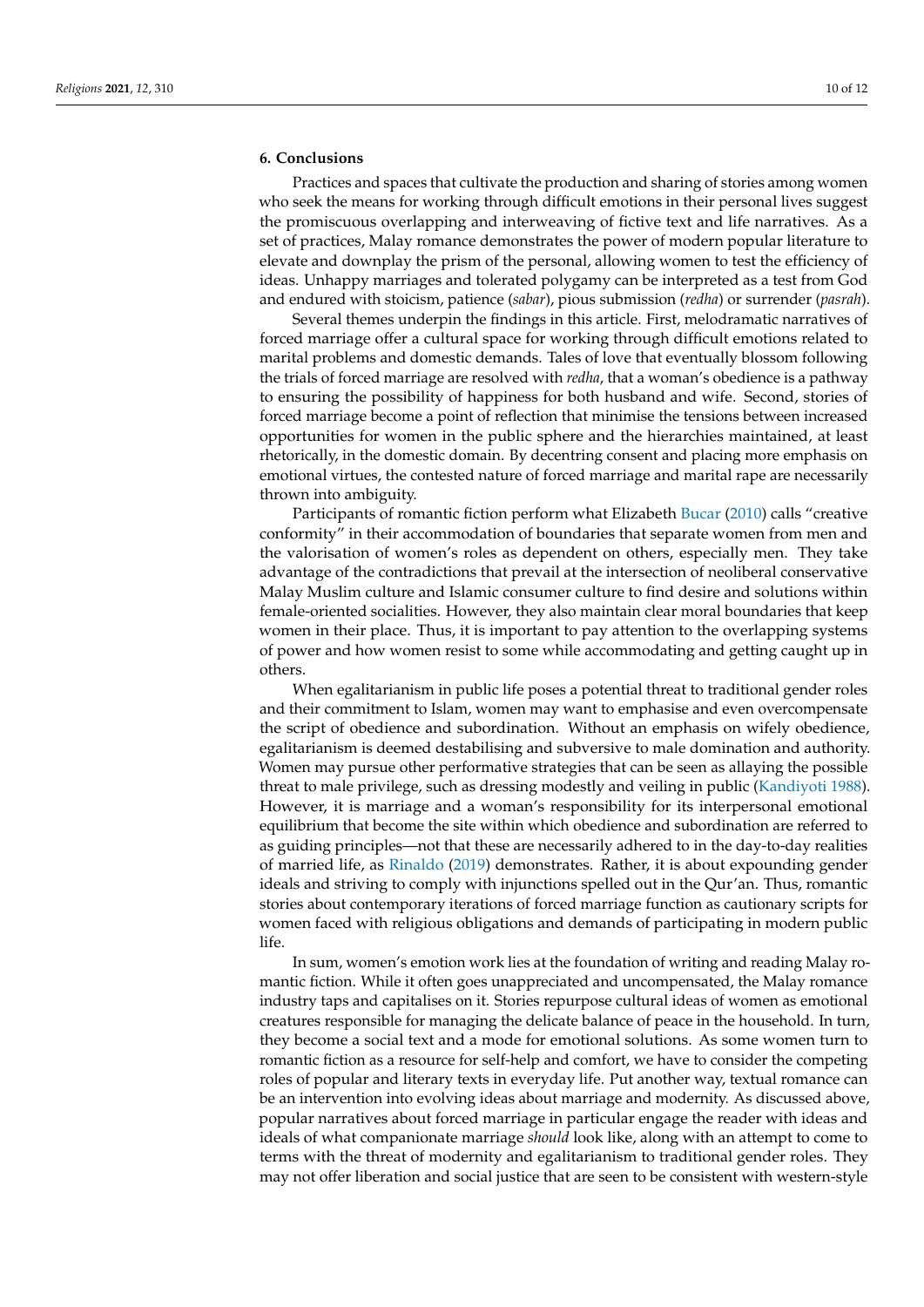## 6. Conclusions

Practices and spaces that cultivate the production and sharing of stories among women who seek the means for working through difficult emotions in their personal lives suggest the promiscuous overlapping and interweaving of fictive text and life narratives. As a set of practices, Malay romance demonstrates the power of modern popular literature to elevate and downplay the prism of the personal, allowing women to test the efficiency of ideas. Unhappy marriages and tolerated polygamy can be interpreted as a test from God and endured with stoicism, patience (*sabar*), pious submission (*redha*) or surrender (*pasrah*).

Several themes underpin the findings in this article. First, melodramatic narratives of forced marriage offer a cultural space for working through difficult emotions related to marital problems and domestic demands. Tales of love that eventually blossom following the trials of forced marriage are resolved with *redha*, that a woman's obedience is a pathway to ensuring the possibility of happiness for both husband and wife. Second, stories of forced marriage become a point of reflection that minimise the tensions between increased opportunities for women in the public sphere and the hierarchies maintained, at least rhetorically, in the domestic domain. By decentring consent and placing more emphasis on emotional virtues, the contested nature of forced marriage and marital rape are necessarily thrown into ambiguity.

Participants of romantic fiction perform what Elizabeth Bucar (2010) calls "creative conformity" in their accommodation of boundaries that separate women from men and the valorisation of women's roles as dependent on others, especially men. They take advantage of the contradictions that prevail at the intersection of neoliberal conservative Malay Muslim culture and Islamic consumer culture to find desire and solutions within female-oriented socialities. However, they also maintain clear moral boundaries that keep women in their place. Thus, it is important to pay attention to the overlapping systems of power and how women resist to some while accommodating and getting caught up in others.

When egalitarianism in public life poses a potential threat to traditional gender roles and their commitment to Islam, women may want to emphasise and even overcompensate the script of obedience and subordination. Without an emphasis on wifely obedience, egalitarianism is deemed destabilising and subversive to male domination and authority. Women may pursue other performative strategies that can be seen as allaying the possible threat to male privilege, such as dressing modestly and veiling in public (Kandiyoti 1988). However, it is marriage and a woman's responsibility for its interpersonal emotional equilibrium that become the site within which obedience and subordination are referred to as guiding principles—not that these are necessarily adhered to in the day-to-day realities of married life, as Rinaldo (2019) demonstrates. Rather, it is about expounding gender ideals and striving to comply with injunctions spelled out in the Qur'an. Thus, romantic stories about contemporary iterations of forced marriage function as cautionary scripts for women faced with religious obligations and demands of participating in modern public life.

In sum, women's emotion work lies at the foundation of writing and reading Malay romantic fiction. While it often goes unappreciated and uncompensated, the Malay romance industry taps and capitalises on it. Stories repurpose cultural ideas of women as emotional creatures responsible for managing the delicate balance of peace in the household. In turn, they become a social text and a mode for emotional solutions. As some women turn to romantic fiction as a resource for self-help and comfort, we have to consider the competing roles of popular and literary texts in everyday life. Put another way, textual romance can be an intervention into evolving ideas about marriage and modernity. As discussed above, popular narratives about forced marriage in particular engage the reader with ideas and ideals of what companionate marriage *should* look like, along with an attempt to come to terms with the threat of modernity and egalitarianism to traditional gender roles. They may not offer liberation and social justice that are seen to be consistent with western-style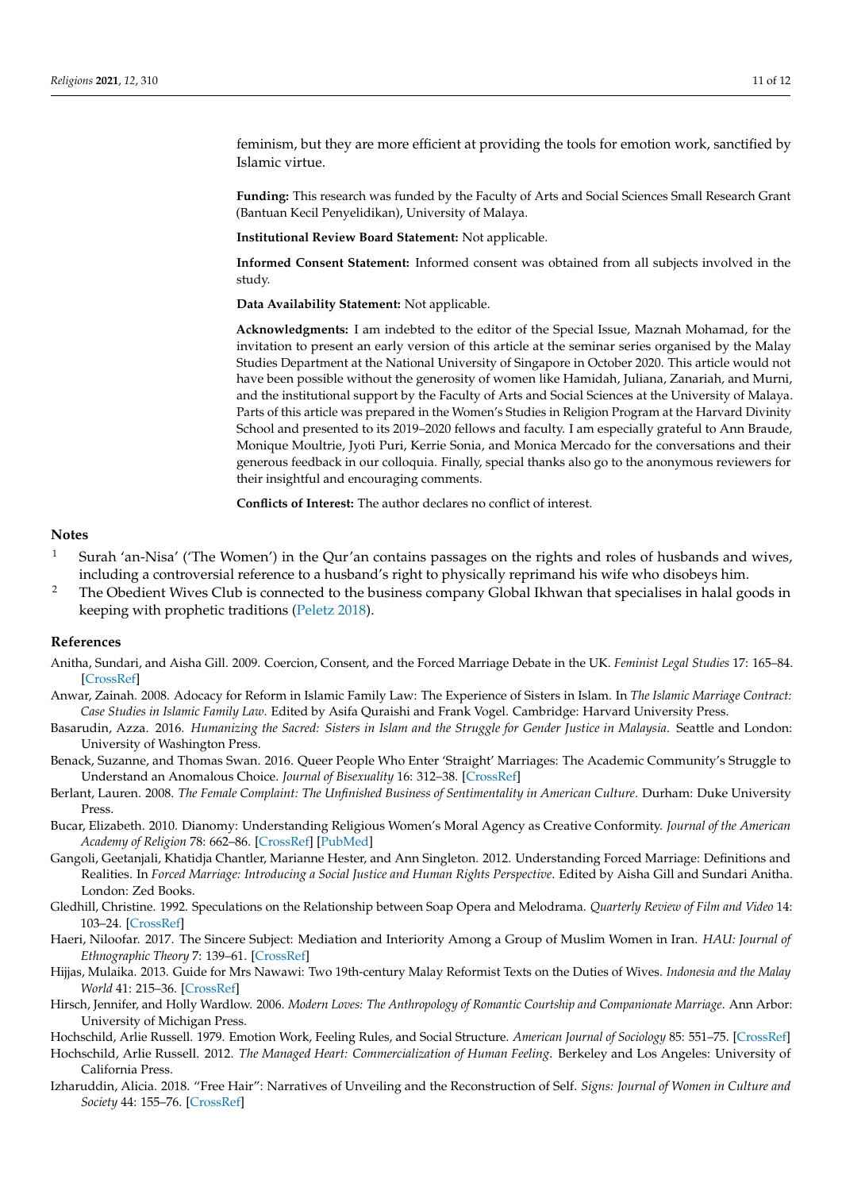feminism, but they are more efficient at providing the tools for emotion work, sanctified by Islamic virtue.

**Funding:** This research was funded by the Faculty of Arts and Social Sciences Small Research Grant (Bantuan Kecil Penyelidikan), University of Malaya.

**Institutional Review Board Statement:** Not applicable.

**Informed Consent Statement:** Informed consent was obtained from all subjects involved in the study.

**Data Availability Statement:** Not applicable.

**Acknowledgments:** I am indebted to the editor of the Special Issue, Maznah Mohamad, for the invitation to present an early version of this article at the seminar series organised by the Malay Studies Department at the National University of Singapore in October 2020. This article would not have been possible without the generosity of women like Hamidah, Juliana, Zanariah, and Murni, and the institutional support by the Faculty of Arts and Social Sciences at the University of Malaya. Parts of this article was prepared in the Women's Studies in Religion Program at the Harvard Divinity School and presented to its 2019–2020 fellows and faculty. I am especially grateful to Ann Braude, Monique Moultrie, Jyoti Puri, Kerrie Sonia, and Monica Mercado for the conversations and their generous feedback in our colloquia. Finally, special thanks also go to the anonymous reviewers for their insightful and encouraging comments.

**Conflicts of Interest:** The author declares no conflict of interest.

## Notes

1. Surah 'an-Nisa' ('The Women') in the Qur'an contains passages on the rights and roles of husbands and wives, including a controversial reference to a husband's right to physically reprimand his wife who disobeys him.
2. The Obedient Wives Club is connected to the business company Global Ikhwan that specialises in halal goods in keeping with prophetic traditions (Peletz 2018).

## References

Anitha, Sundari, and Aisha Gill. 2009. Coercion, Consent, and the Forced Marriage Debate in the UK. *Feminist Legal Studies* 17: 165–84. [CrossRef]

Anwar, Zainah. 2008. Adocacy for Reform in Islamic Family Law: The Experience of Sisters in Islam. In *The Islamic Marriage Contract: Case Studies in Islamic Family Law*. Edited by Asifa Quraishi and Frank Vogel. Cambridge: Harvard University Press.

Basarudin, Azza. 2016. *Humanizing the Sacred: Sisters in Islam and the Struggle for Gender Justice in Malaysia*. Seattle and London: University of Washington Press.

Benack, Suzanne, and Thomas Swan. 2016. Queer People Who Enter 'Straight' Marriages: The Academic Community's Struggle to Understand an Anomalous Choice. *Journal of Bisexuality* 16: 312–38. [CrossRef]

Berlant, Lauren. 2008. *The Female Complaint: The Unfinished Business of Sentimentality in American Culture*. Durham: Duke University Press.

Bucar, Elizabeth. 2010. Dianomy: Understanding Religious Women's Moral Agency as Creative Conformity. *Journal of the American Academy of Religion* 78: 662–86. [CrossRef] [PubMed]

Gangoli, Geetanjali, Khatidja Chantler, Marianne Hester, and Ann Singleton. 2012. Understanding Forced Marriage: Definitions and Realities. In *Forced Marriage: Introducing a Social Justice and Human Rights Perspective*. Edited by Aisha Gill and Sundari Anitha. London: Zed Books.

Gledhill, Christine. 1992. Speculations on the Relationship between Soap Opera and Melodrama. *Quarterly Review of Film and Video* 14: 103–24. [CrossRef]

Haeri, Niloofar. 2017. The Sincere Subject: Mediation and Interiority Among a Group of Muslim Women in Iran. *HAU: Journal of Ethnographic Theory* 7: 139–61. [CrossRef]

Hijjas, Mulaika. 2013. Guide for Mrs Nawawi: Two 19th-century Malay Reformist Texts on the Duties of Wives. *Indonesia and the Malay World* 41: 215–36. [CrossRef]

Hirsch, Jennifer, and Holly Wardlow. 2006. *Modern Loves: The Anthropology of Romantic Courtship and Companionate Marriage*. Ann Arbor: University of Michigan Press.

Hochschild, Arlie Russell. 1979. Emotion Work, Feeling Rules, and Social Structure. *American Journal of Sociology* 85: 551–75. [CrossRef]

Hochschild, Arlie Russell. 2012. *The Managed Heart: Commercialization of Human Feeling*. Berkeley and Los Angeles: University of California Press.

Izharuddin, Alicia. 2018. "Free Hair": Narratives of Unveiling and the Reconstruction of Self. *Signs: Journal of Women in Culture and Society* 44: 155–76. [CrossRef]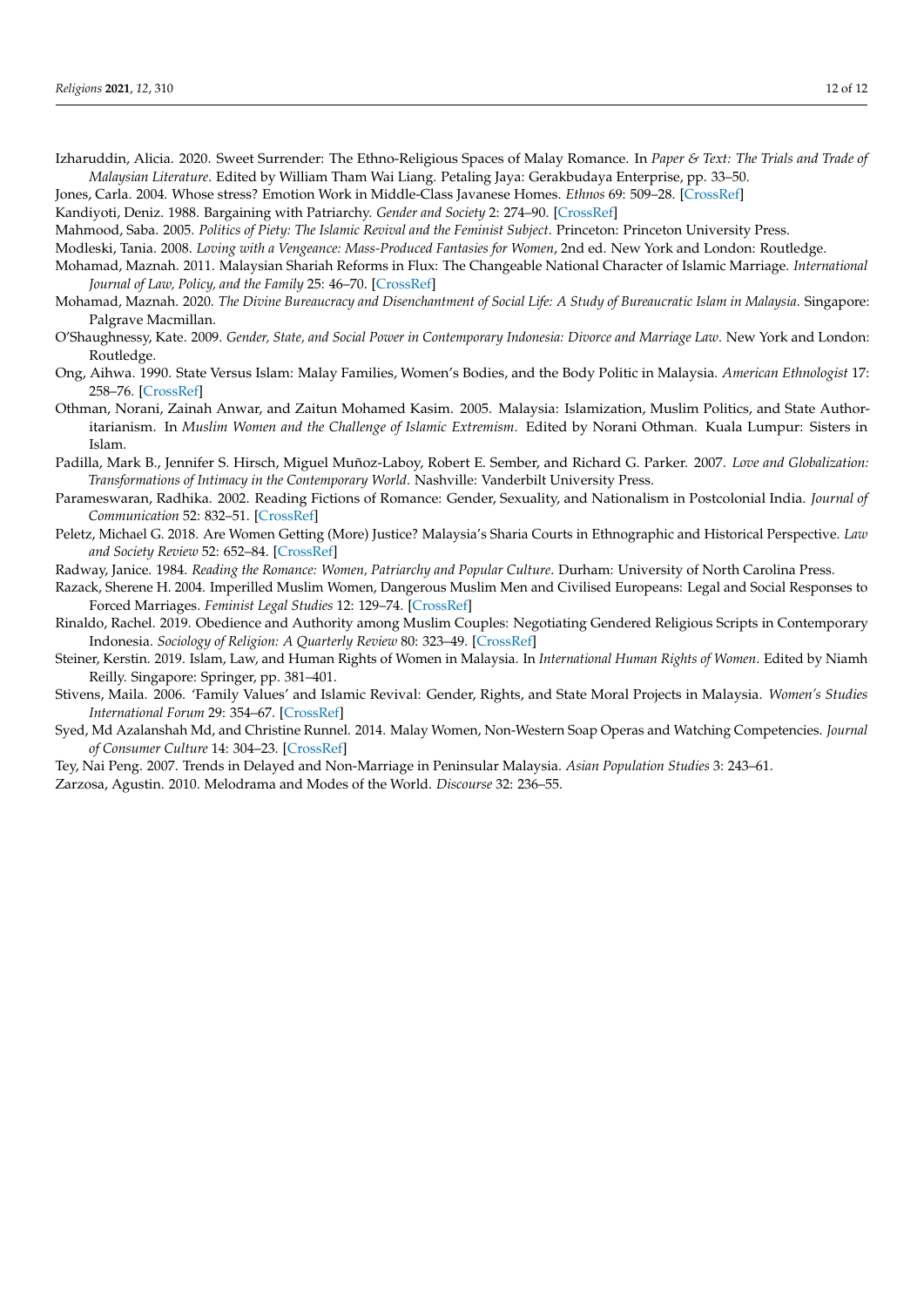Izharuddin, Alicia. 2020. Sweet Surrender: The Ethno-Religious Spaces of Malay Romance. In *Paper & Text: The Trials and Trade of Malaysian Literature*. Edited by William Tham Wai Liang. Petaling Jaya: Gerakbudaya Enterprise, pp. 33–50.

Jones, Carla. 2004. Whose stress? Emotion Work in Middle-Class Javanese Homes. *Ethnos* 69: 509–28. [CrossRef]

Kandiyoti, Deniz. 1988. Bargaining with Patriarchy. *Gender and Society* 2: 274–90. [CrossRef]

Mahmood, Saba. 2005. *Politics of Piety: The Islamic Revival and the Feminist Subject*. Princeton: Princeton University Press.

Modleski, Tania. 2008. *Loving with a Vengeance: Mass-Produced Fantasies for Women*, 2nd ed. New York and London: Routledge.

Mohamad, Maznah. 2011. Malaysian Shariah Reforms in Flux: The Changeable National Character of Islamic Marriage. *International Journal of Law, Policy, and the Family* 25: 46–70. [CrossRef]

Mohamad, Maznah. 2020. *The Divine Bureaucracy and Disenchantment of Social Life: A Study of Bureaucratic Islam in Malaysia*. Singapore: Palgrave Macmillan.

O'Shaughnessy, Kate. 2009. *Gender, State, and Social Power in Contemporary Indonesia: Divorce and Marriage Law*. New York and London: Routledge.

Ong, Aihwa. 1990. State Versus Islam: Malay Families, Women's Bodies, and the Body Politic in Malaysia. *American Ethnologist* 17: 258–76. [CrossRef]

Othman, Norani, Zainah Anwar, and Zaitun Mohamed Kasim. 2005. Malaysia: Islamization, Muslim Politics, and State Authoritarianism. In *Muslim Women and the Challenge of Islamic Extremism*. Edited by Norani Othman. Kuala Lumpur: Sisters in Islam.

Padilla, Mark B., Jennifer S. Hirsch, Miguel Muñoz-Laboy, Robert E. Sember, and Richard G. Parker. 2007. *Love and Globalization: Transformations of Intimacy in the Contemporary World*. Nashville: Vanderbilt University Press.

Parameswaran, Radhika. 2002. Reading Fictions of Romance: Gender, Sexuality, and Nationalism in Postcolonial India. *Journal of Communication* 52: 832–51. [CrossRef]

Peletz, Michael G. 2018. Are Women Getting (More) Justice? Malaysia's Sharia Courts in Ethnographic and Historical Perspective. *Law and Society Review* 52: 652–84. [CrossRef]

Radway, Janice. 1984. *Reading the Romance: Women, Patriarchy and Popular Culture*. Durham: University of North Carolina Press.

Razack, Sherene H. 2004. Imperilled Muslim Women, Dangerous Muslim Men and Civilised Europeans: Legal and Social Responses to Forced Marriages. *Feminist Legal Studies* 12: 129–74. [CrossRef]

Rinaldo, Rachel. 2019. Obedience and Authority among Muslim Couples: Negotiating Gendered Religious Scripts in Contemporary Indonesia. *Sociology of Religion: A Quarterly Review* 80: 323–49. [CrossRef]

Steiner, Kerstin. 2019. Islam, Law, and Human Rights of Women in Malaysia. In *International Human Rights of Women*. Edited by Niamh Reilly. Singapore: Springer, pp. 381–401.

Stivens, Maila. 2006. 'Family Values' and Islamic Revival: Gender, Rights, and State Moral Projects in Malaysia. *Women's Studies International Forum* 29: 354–67. [CrossRef]

Syed, Md Azalanshah Md, and Christine Runnel. 2014. Malay Women, Non-Western Soap Operas and Watching Competencies. *Journal of Consumer Culture* 14: 304–23. [CrossRef]

Tey, Nai Peng. 2007. Trends in Delayed and Non-Marriage in Peninsular Malaysia. *Asian Population Studies* 3: 243–61.

Zarzosa, Agustin. 2010. Melodrama and Modes of the World. *Discourse* 32: 236–55.